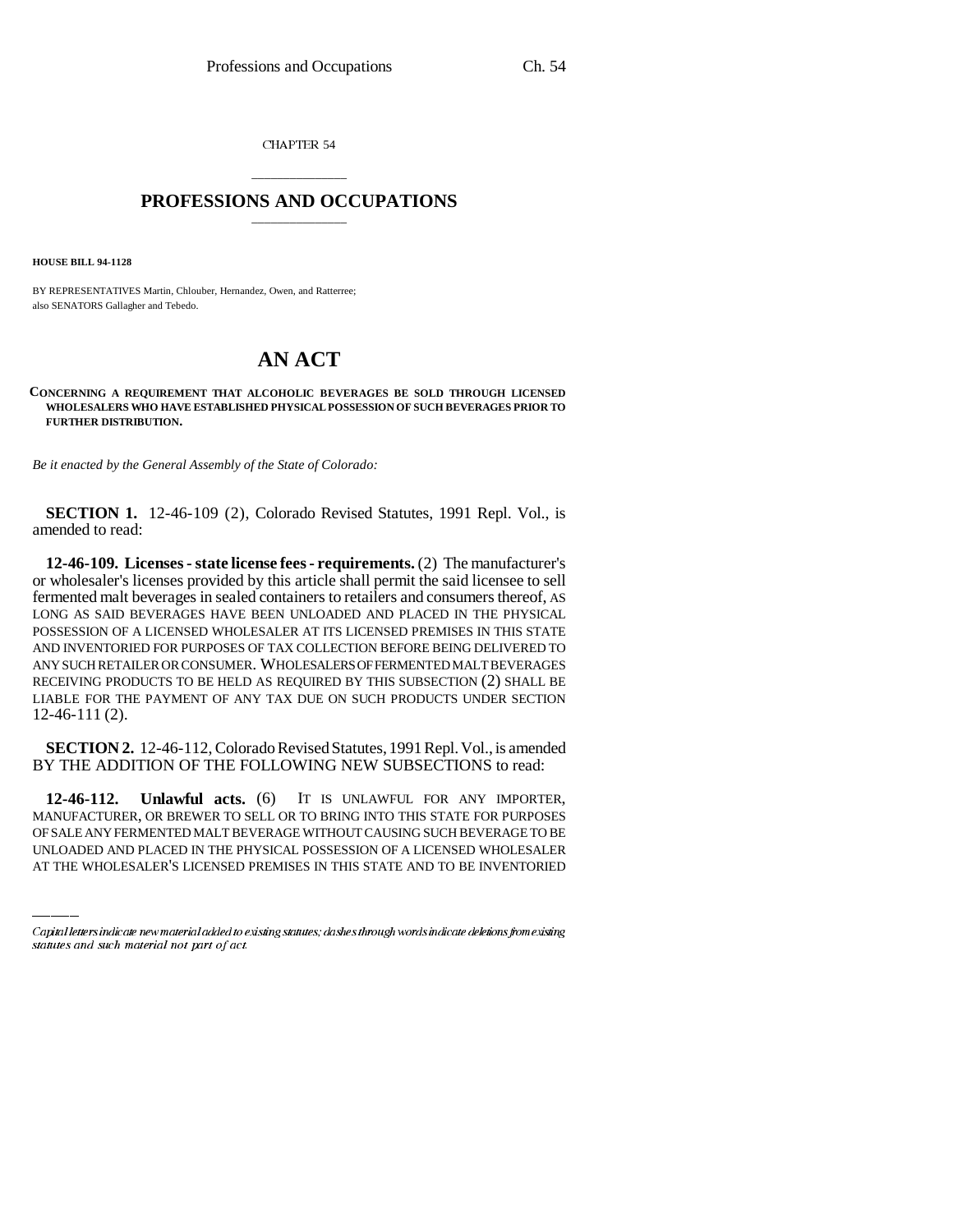CHAPTER 54

# PROFESSIONS AND OCCUPATIONS

**HOUSE BILL 94-1128**

BY REPRESENTATIVES Martin, Chlouber, Hernandez, Owen, and Ratterree;
also SENATORS Gallagher and Tebedo.

# AN ACT

**CONCERNING A REQUIREMENT THAT ALCOHOLIC BEVERAGES BE SOLD THROUGH LICENSED WHOLESALERS WHO HAVE ESTABLISHED PHYSICAL POSSESSION OF SUCH BEVERAGES PRIOR TO FURTHER DISTRIBUTION.**

*Be it enacted by the General Assembly of the State of Colorado:*

**SECTION 1.** 12-46-109 (2), Colorado Revised Statutes, 1991 Repl. Vol., is amended to read:

**12-46-109. Licenses - state license fees - requirements.** (2) The manufacturer's or wholesaler's licenses provided by this article shall permit the said licensee to sell fermented malt beverages in sealed containers to retailers and consumers thereof, AS LONG AS SAID BEVERAGES HAVE BEEN UNLOADED AND PLACED IN THE PHYSICAL POSSESSION OF A LICENSED WHOLESALER AT ITS LICENSED PREMISES IN THIS STATE AND INVENTORIED FOR PURPOSES OF TAX COLLECTION BEFORE BEING DELIVERED TO ANY SUCH RETAILER OR CONSUMER. WHOLESALERS OF FERMENTED MALT BEVERAGES RECEIVING PRODUCTS TO BE HELD AS REQUIRED BY THIS SUBSECTION (2) SHALL BE LIABLE FOR THE PAYMENT OF ANY TAX DUE ON SUCH PRODUCTS UNDER SECTION 12-46-111 (2).

**SECTION 2.** 12-46-112, Colorado Revised Statutes, 1991 Repl. Vol., is amended BY THE ADDITION OF THE FOLLOWING NEW SUBSECTIONS to read:

**12-46-112. Unlawful acts.** (6) IT IS UNLAWFUL FOR ANY IMPORTER, MANUFACTURER, OR BREWER TO SELL OR TO BRING INTO THIS STATE FOR PURPOSES OF SALE ANY FERMENTED MALT BEVERAGE WITHOUT CAUSING SUCH BEVERAGE TO BE UNLOADED AND PLACED IN THE PHYSICAL POSSESSION OF A LICENSED WHOLESALER AT THE WHOLESALER'S LICENSED PREMISES IN THIS STATE AND TO BE INVENTORIED

*Capital letters indicate new material added to existing statutes; dashes through words indicate deletions from existing statutes and such material not part of act.*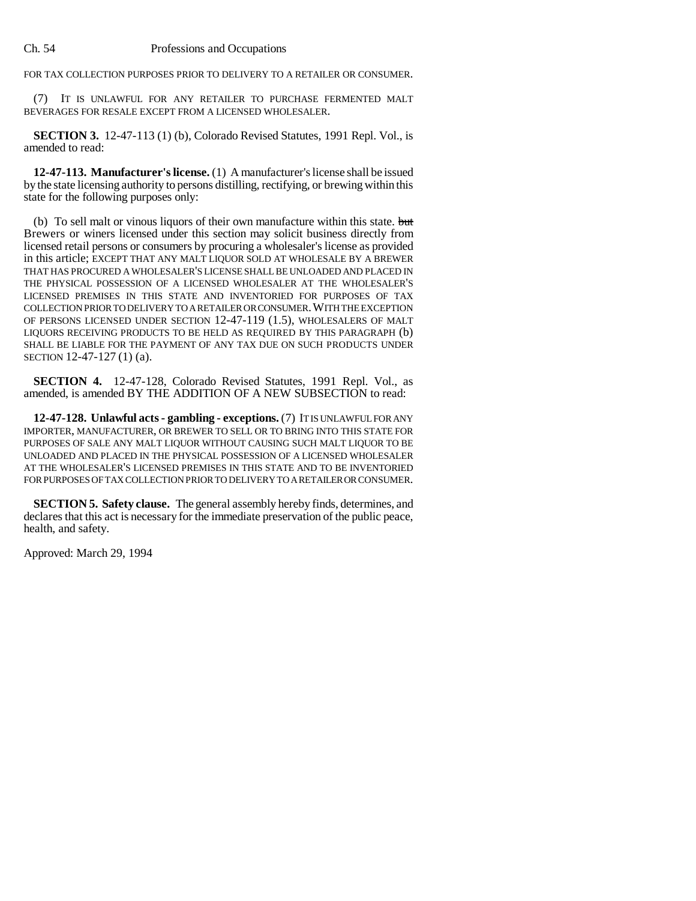FOR TAX COLLECTION PURPOSES PRIOR TO DELIVERY TO A RETAILER OR CONSUMER.

(7) IT IS UNLAWFUL FOR ANY RETAILER TO PURCHASE FERMENTED MALT BEVERAGES FOR RESALE EXCEPT FROM A LICENSED WHOLESALER.

**SECTION 3.** 12-47-113 (1) (b), Colorado Revised Statutes, 1991 Repl. Vol., is amended to read:

**12-47-113. Manufacturer's license.** (1) A manufacturer's license shall be issued by the state licensing authority to persons distilling, rectifying, or brewing within this state for the following purposes only:

(b) To sell malt or vinous liquors of their own manufacture within this state. ~~but~~ Brewers or winers licensed under this section may solicit business directly from licensed retail persons or consumers by procuring a wholesaler's license as provided in this article; EXCEPT THAT ANY MALT LIQUOR SOLD AT WHOLESALE BY A BREWER THAT HAS PROCURED A WHOLESALER'S LICENSE SHALL BE UNLOADED AND PLACED IN THE PHYSICAL POSSESSION OF A LICENSED WHOLESALER AT THE WHOLESALER'S LICENSED PREMISES IN THIS STATE AND INVENTORIED FOR PURPOSES OF TAX COLLECTION PRIOR TO DELIVERY TO A RETAILER OR CONSUMER. WITH THE EXCEPTION OF PERSONS LICENSED UNDER SECTION 12-47-119 (1.5), WHOLESALERS OF MALT LIQUORS RECEIVING PRODUCTS TO BE HELD AS REQUIRED BY THIS PARAGRAPH (b) SHALL BE LIABLE FOR THE PAYMENT OF ANY TAX DUE ON SUCH PRODUCTS UNDER SECTION 12-47-127 (1) (a).

**SECTION 4.** 12-47-128, Colorado Revised Statutes, 1991 Repl. Vol., as amended, is amended BY THE ADDITION OF A NEW SUBSECTION to read:

**12-47-128. Unlawful acts - gambling - exceptions.** (7) IT IS UNLAWFUL FOR ANY IMPORTER, MANUFACTURER, OR BREWER TO SELL OR TO BRING INTO THIS STATE FOR PURPOSES OF SALE ANY MALT LIQUOR WITHOUT CAUSING SUCH MALT LIQUOR TO BE UNLOADED AND PLACED IN THE PHYSICAL POSSESSION OF A LICENSED WHOLESALER AT THE WHOLESALER'S LICENSED PREMISES IN THIS STATE AND TO BE INVENTORIED FOR PURPOSES OF TAX COLLECTION PRIOR TO DELIVERY TO A RETAILER OR CONSUMER.

**SECTION 5. Safety clause.** The general assembly hereby finds, determines, and declares that this act is necessary for the immediate preservation of the public peace, health, and safety.

Approved: March 29, 1994